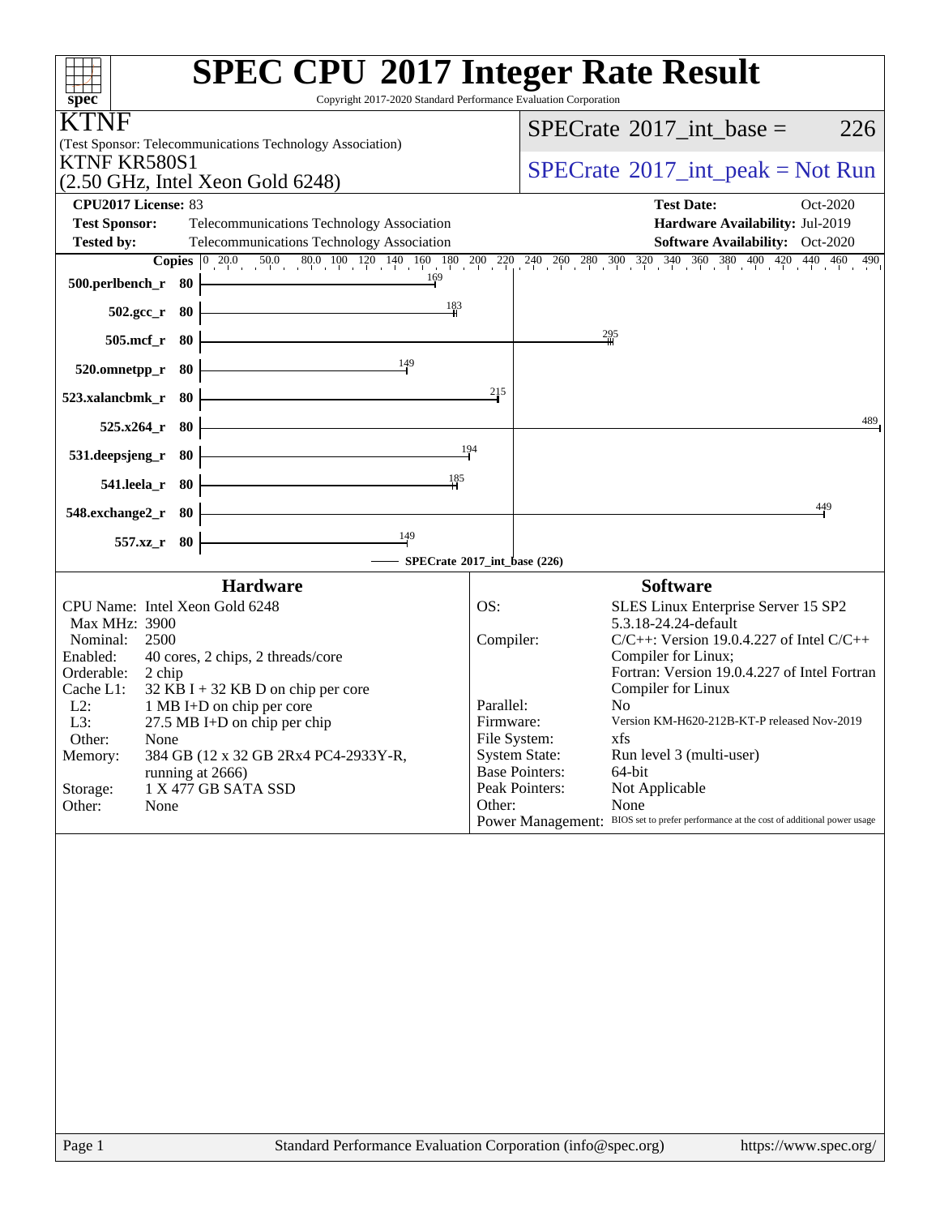# SPEC CPU 2017 Integer Rate Result

Copyright 2017-2020 Standard Performance Evaluation Corporation

**KTNF**

(Test Sponsor: Telecommunications Technology Association)

KTNF KR580S1

(2.50 GHz, Intel Xeon Gold 6248)

SPECrate 2017_int_base = 226

SPECrate 2017_int_peak = Not Run

| | | | |
|---|---|---|---|
| **CPU2017 License:** | 83 | **Test Date:** | Oct-2020 |
| **Test Sponsor:** | Telecommunications Technology Association | **Hardware Availability:** | Jul-2019 |
| **Tested by:** | Telecommunications Technology Association | **Software Availability:** | Oct-2020 |

| Benchmark | Copies | Base Ratio |
|---|---|---|
| 500.perlbench_r | 80 | 169 |
| 502.gcc_r | 80 | 183 |
| 505.mcf_r | 80 | 295 |
| 520.omnetpp_r | 80 | 149 |
| 523.xalancbmk_r | 80 | 215 |
| 525.x264_r | 80 | 489 |
| 531.deepsjeng_r | 80 | 194 |
| 541.leela_r | 80 | 185 |
| 548.exchange2_r | 80 | 449 |
| 557.xz_r | 80 | 149 |

SPECrate 2017_int_base (226)

## Hardware

| | |
|---|---|
| CPU Name: | Intel Xeon Gold 6248 |
| Max MHz: | 3900 |
| Nominal: | 2500 |
| Enabled: | 40 cores, 2 chips, 2 threads/core |
| Orderable: | 2 chip |
| Cache L1: | 32 KB I + 32 KB D on chip per core |
| L2: | 1 MB I+D on chip per core |
| L3: | 27.5 MB I+D on chip per chip |
| Other: | None |
| Memory: | 384 GB (12 x 32 GB 2Rx4 PC4-2933Y-R, running at 2666) |
| Storage: | 1 X 477 GB SATA SSD |
| Other: | None |

## Software

| | |
|---|---|
| OS: | SLES Linux Enterprise Server 15 SP2 5.3.18-24.24-default |
| Compiler: | C/C++: Version 19.0.4.227 of Intel C/C++ Compiler for Linux; Fortran: Version 19.0.4.227 of Intel Fortran Compiler for Linux |
| Parallel: | No |
| Firmware: | Version KM-H620-212B-KT-P released Nov-2019 |
| File System: | xfs |
| System State: | Run level 3 (multi-user) |
| Base Pointers: | 64-bit |
| Peak Pointers: | Not Applicable |
| Other: | None |
| Power Management: | BIOS set to prefer performance at the cost of additional power usage |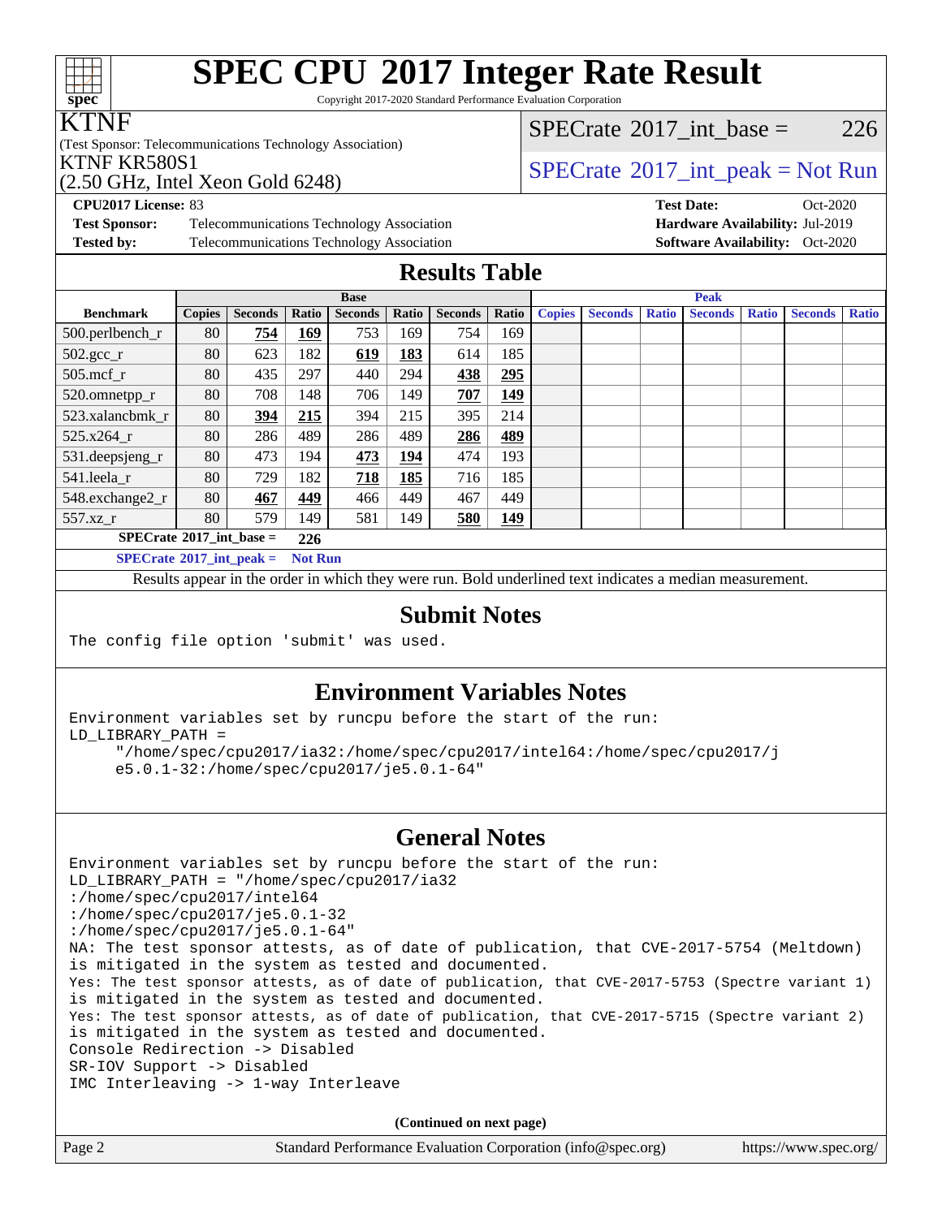# SPEC CPU 2017 Integer Rate Result

Copyright 2017-2020 Standard Performance Evaluation Corporation

**KTNF**

(Test Sponsor: Telecommunications Technology Association)

KTNF KR580S1

(2.50 GHz, Intel Xeon Gold 6248)

SPECrate 2017_int_base = 226

SPECrate 2017_int_peak = Not Run

**CPU2017 License:** 83

**Test Sponsor:** Telecommunications Technology Association

**Tested by:** Telecommunications Technology Association

**Test Date:** Oct-2020

**Hardware Availability:** Jul-2019

**Software Availability:** Oct-2020

## Results Table

| | Base | | | | | | | Peak | | | | | | |
|---|---|---|---|---|---|---|---|---|---|---|---|---|---|---|
| **Benchmark** | **Copies** | **Seconds** | **Ratio** | **Seconds** | **Ratio** | **Seconds** | **Ratio** | **Copies** | **Seconds** | **Ratio** | **Seconds** | **Ratio** | **Seconds** | **Ratio** |
| 500.perlbench_r | 80 | **754** | **169** | 753 | 169 | 754 | 169 | | | | | | | |
| 502.gcc_r | 80 | 623 | 182 | **619** | **183** | 614 | 185 | | | | | | | |
| 505.mcf_r | 80 | 435 | 297 | 440 | 294 | **438** | **295** | | | | | | | |
| 520.omnetpp_r | 80 | 708 | 148 | 706 | 149 | **707** | **149** | | | | | | | |
| 523.xalancbmk_r | 80 | **394** | **215** | 394 | 215 | 395 | 214 | | | | | | | |
| 525.x264_r | 80 | 286 | 489 | 286 | 489 | **286** | **489** | | | | | | | |
| 531.deepsjeng_r | 80 | 473 | 194 | **473** | **194** | 474 | 193 | | | | | | | |
| 541.leela_r | 80 | 729 | 182 | **718** | **185** | 716 | 185 | | | | | | | |
| 548.exchange2_r | 80 | **467** | **449** | 466 | 449 | 467 | 449 | | | | | | | |
| 557.xz_r | 80 | 579 | 149 | 581 | 149 | **580** | **149** | | | | | | | |

**SPECrate 2017_int_base = 226**

**SPECrate 2017_int_peak = Not Run**

Results appear in the order in which they were run. Bold underlined text indicates a median measurement.

## Submit Notes

```
The config file option 'submit' was used.
```

## Environment Variables Notes

```
Environment variables set by runcpu before the start of the run:
LD_LIBRARY_PATH =
     "/home/spec/cpu2017/ia32:/home/spec/cpu2017/intel64:/home/spec/cpu2017/j
     e5.0.1-32:/home/spec/cpu2017/je5.0.1-64"
```

## General Notes

```
Environment variables set by runcpu before the start of the run:
LD_LIBRARY_PATH = "/home/spec/cpu2017/ia32
:/home/spec/cpu2017/intel64
:/home/spec/cpu2017/je5.0.1-32
:/home/spec/cpu2017/je5.0.1-64"
NA: The test sponsor attests, as of date of publication, that CVE-2017-5754 (Meltdown)
is mitigated in the system as tested and documented.
Yes: The test sponsor attests, as of date of publication, that CVE-2017-5753 (Spectre variant 1)
is mitigated in the system as tested and documented.
Yes: The test sponsor attests, as of date of publication, that CVE-2017-5715 (Spectre variant 2)
is mitigated in the system as tested and documented.
Console Redirection -> Disabled
SR-IOV Support -> Disabled
IMC Interleaving -> 1-way Interleave
```

**(Continued on next page)**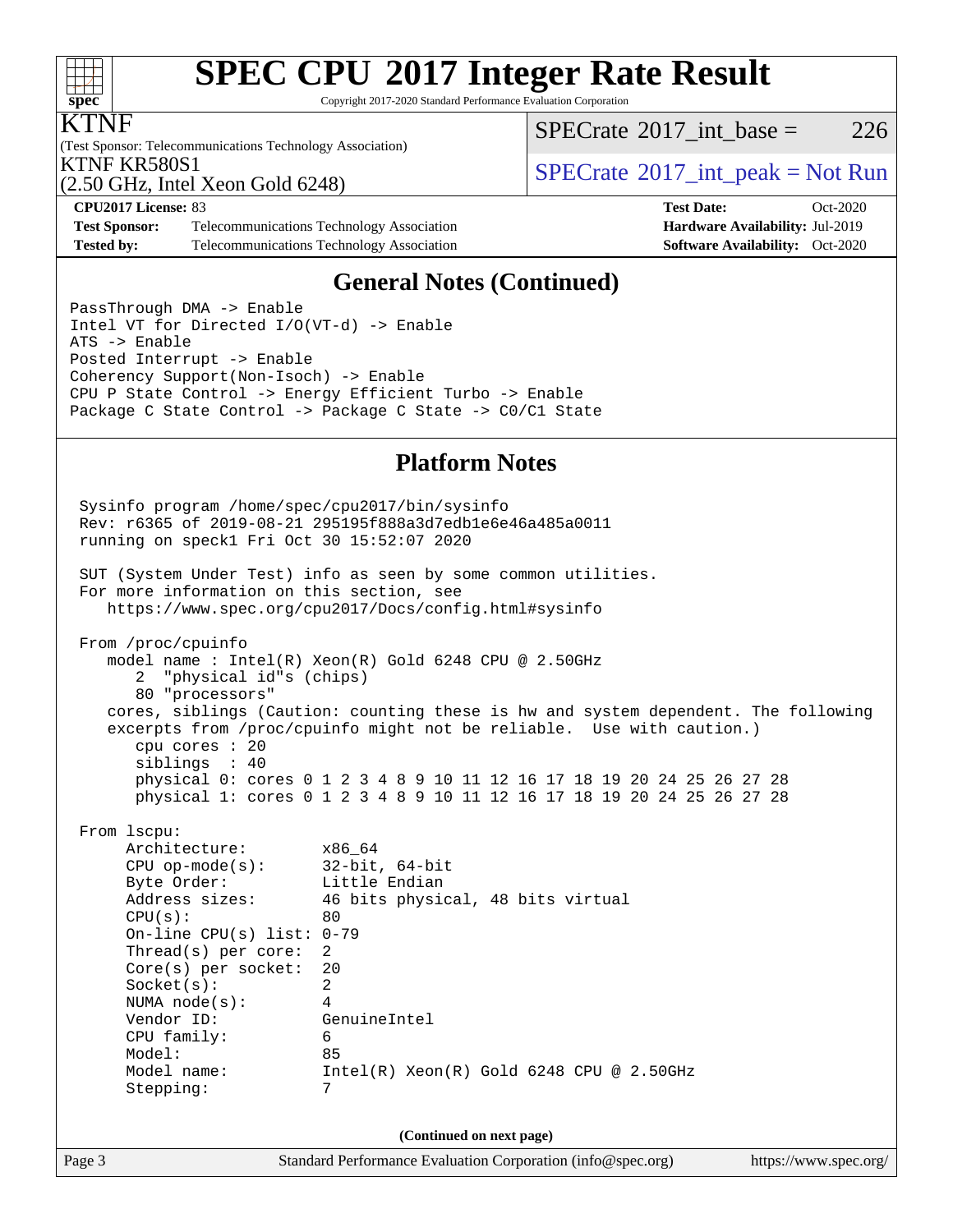## General Notes (Continued)

```
PassThrough DMA -> Enable
Intel VT for Directed I/O(VT-d) -> Enable
ATS -> Enable
Posted Interrupt -> Enable
Coherency Support(Non-Isoch) -> Enable
CPU P State Control -> Energy Efficient Turbo -> Enable
Package C State Control -> Package C State -> C0/C1 State
```

## Platform Notes

```
Sysinfo program /home/spec/cpu2017/bin/sysinfo
Rev: r6365 of 2019-08-21 295195f888a3d7edb1e6e46a485a0011
running on speck1 Fri Oct 30 15:52:07 2020

SUT (System Under Test) info as seen by some common utilities.
For more information on this section, see
   https://www.spec.org/cpu2017/Docs/config.html#sysinfo

From /proc/cpuinfo
   model name : Intel(R) Xeon(R) Gold 6248 CPU @ 2.50GHz
      2  "physical id"s (chips)
      80 "processors"
   cores, siblings (Caution: counting these is hw and system dependent. The following
   excerpts from /proc/cpuinfo might not be reliable.  Use with caution.)
      cpu cores : 20
      siblings  : 40
      physical 0: cores 0 1 2 3 4 8 9 10 11 12 16 17 18 19 20 24 25 26 27 28
      physical 1: cores 0 1 2 3 4 8 9 10 11 12 16 17 18 19 20 24 25 26 27 28

From lscpu:
     Architecture:          x86_64
     CPU op-mode(s):        32-bit, 64-bit
     Byte Order:            Little Endian
     Address sizes:         46 bits physical, 48 bits virtual
     CPU(s):                80
     On-line CPU(s) list:   0-79
     Thread(s) per core:    2
     Core(s) per socket:    20
     Socket(s):             2
     NUMA node(s):          4
     Vendor ID:             GenuineIntel
     CPU family:            6
     Model:                 85
     Model name:            Intel(R) Xeon(R) Gold 6248 CPU @ 2.50GHz
     Stepping:              7
```

(Continued on next page)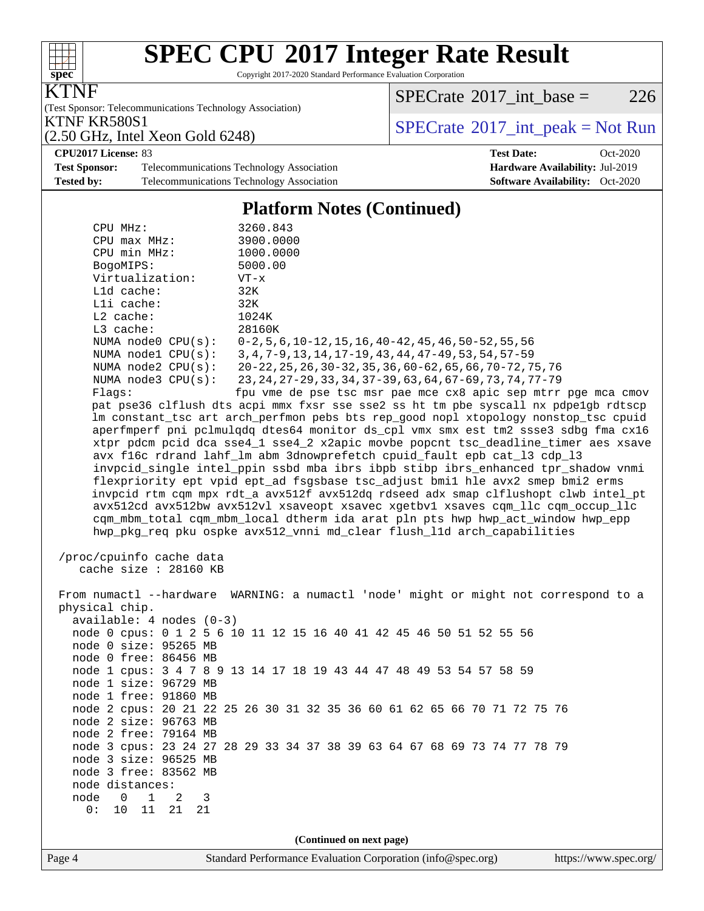# SPEC CPU 2017 Integer Rate Result

Copyright 2017-2020 Standard Performance Evaluation Corporation

**KTNF**

(Test Sponsor: Telecommunications Technology Association)

KTNF KR580S1

(2.50 GHz, Intel Xeon Gold 6248)

SPECrate 2017_int_base = 226

SPECrate 2017_int_peak = Not Run

**CPU2017 License:** 83

**Test Sponsor:** Telecommunications Technology Association

**Tested by:** Telecommunications Technology Association

**Test Date:** Oct-2020

**Hardware Availability:** Jul-2019

**Software Availability:** Oct-2020

## Platform Notes (Continued)

```
     CPU MHz:               3260.843
     CPU max MHz:           3900.0000
     CPU min MHz:           1000.0000
     BogoMIPS:              5000.00
     Virtualization:        VT-x
     L1d cache:             32K
     L1i cache:             32K
     L2 cache:              1024K
     L3 cache:              28160K
     NUMA node0 CPU(s):     0-2,5,6,10-12,15,16,40-42,45,46,50-52,55,56
     NUMA node1 CPU(s):     3,4,7-9,13,14,17-19,43,44,47-49,53,54,57-59
     NUMA node2 CPU(s):     20-22,25,26,30-32,35,36,60-62,65,66,70-72,75,76
     NUMA node3 CPU(s):     23,24,27-29,33,34,37-39,63,64,67-69,73,74,77-79
     Flags:                 fpu vme de pse tsc msr pae mce cx8 apic sep mtrr pge mca cmov
     pat pse36 clflush dts acpi mmx fxsr sse sse2 ss ht tm pbe syscall nx pdpe1gb rdtscp
     lm constant_tsc art arch_perfmon pebs bts rep_good nopl xtopology nonstop_tsc cpuid
     aperfmperf pni pclmulqdq dtes64 monitor ds_cpl vmx smx est tm2 ssse3 sdbg fma cx16
     xtpr pdcm pcid dca sse4_1 sse4_2 x2apic movbe popcnt tsc_deadline_timer aes xsave
     avx f16c rdrand lahf_lm abm 3dnowprefetch cpuid_fault epb cat_l3 cdp_l3
     invpcid_single intel_ppin ssbd mba ibrs ibpb stibp ibrs_enhanced tpr_shadow vnmi
     flexpriority ept vpid ept_ad fsgsbase tsc_adjust bmi1 hle avx2 smep bmi2 erms
     invpcid rtm cqm mpx rdt_a avx512f avx512dq rdseed adx smap clflushopt clwb intel_pt
     avx512cd avx512bw avx512vl xsaveopt xsavec xgetbv1 xsaves cqm_llc cqm_occup_llc
     cqm_mbm_total cqm_mbm_local dtherm ida arat pln pts hwp hwp_act_window hwp_epp
     hwp_pkg_req pku ospke avx512_vnni md_clear flush_l1d arch_capabilities

 /proc/cpuinfo cache data
    cache size : 28160 KB

 From numactl --hardware  WARNING: a numactl 'node' might or might not correspond to a
 physical chip.
   available: 4 nodes (0-3)
   node 0 cpus: 0 1 2 5 6 10 11 12 15 16 40 41 42 45 46 50 51 52 55 56
   node 0 size: 95265 MB
   node 0 free: 86456 MB
   node 1 cpus: 3 4 7 8 9 13 14 17 18 19 43 44 47 48 49 53 54 57 58 59
   node 1 size: 96729 MB
   node 1 free: 91860 MB
   node 2 cpus: 20 21 22 25 26 30 31 32 35 36 60 61 62 65 66 70 71 72 75 76
   node 2 size: 96763 MB
   node 2 free: 79164 MB
   node 3 cpus: 23 24 27 28 29 33 34 37 38 39 63 64 67 68 69 73 74 77 78 79
   node 3 size: 96525 MB
   node 3 free: 83562 MB
   node distances:
   node   0   1   2   3
     0:  10  11  21  21
```

(Continued on next page)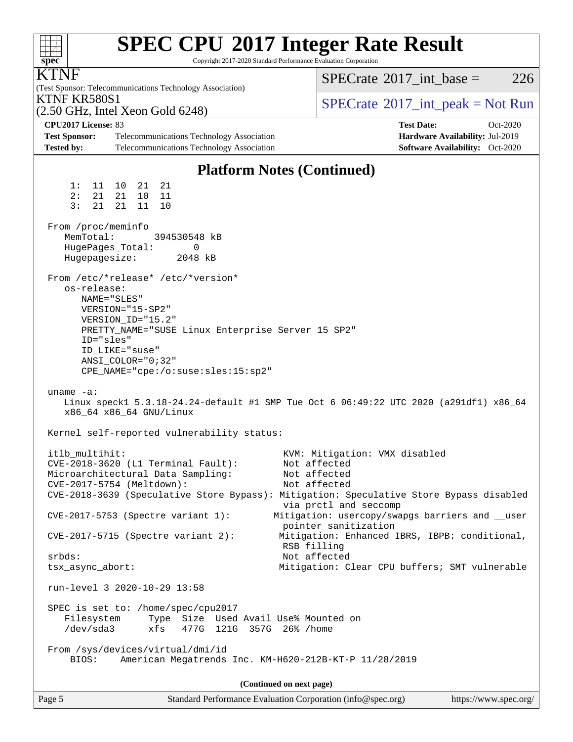## Platform Notes (Continued)

```
     1:  11  10  21  21
     2:  21  21  10  11
     3:  21  21  11  10

 From /proc/meminfo
    MemTotal:       394530548 kB
    HugePages_Total:        0
    Hugepagesize:        2048 kB

 From /etc/*release* /etc/*version*
    os-release:
       NAME="SLES"
       VERSION="15-SP2"
       VERSION_ID="15.2"
       PRETTY_NAME="SUSE Linux Enterprise Server 15 SP2"
       ID="sles"
       ID_LIKE="suse"
       ANSI_COLOR="0;32"
       CPE_NAME="cpe:/o:suse:sles:15:sp2"

 uname -a:
    Linux speck1 5.3.18-24.24-default #1 SMP Tue Oct 6 06:49:22 UTC 2020 (a291df1) x86_64
    x86_64 x86_64 GNU/Linux

 Kernel self-reported vulnerability status:

 itlb_multihit:                                   KVM: Mitigation: VMX disabled
 CVE-2018-3620 (L1 Terminal Fault):               Not affected
 Microarchitectural Data Sampling:                Not affected
 CVE-2017-5754 (Meltdown):                        Not affected
 CVE-2018-3639 (Speculative Store Bypass): Mitigation: Speculative Store Bypass disabled
                                                  via prctl and seccomp
 CVE-2017-5753 (Spectre variant 1):             Mitigation: usercopy/swapgs barriers and __user
                                                  pointer sanitization
 CVE-2017-5715 (Spectre variant 2):              Mitigation: Enhanced IBRS, IBPB: conditional,
                                                  RSB filling
 srbds:                                           Not affected
 tsx_async_abort:                                Mitigation: Clear CPU buffers; SMT vulnerable

 run-level 3 2020-10-29 13:58

 SPEC is set to: /home/spec/cpu2017
    Filesystem     Type  Size  Used Avail Use% Mounted on
    /dev/sda3      xfs   477G  121G  357G  26% /home

 From /sys/devices/virtual/dmi/id
     BIOS:    American Megatrends Inc. KM-H620-212B-KT-P 11/28/2019
```

(Continued on next page)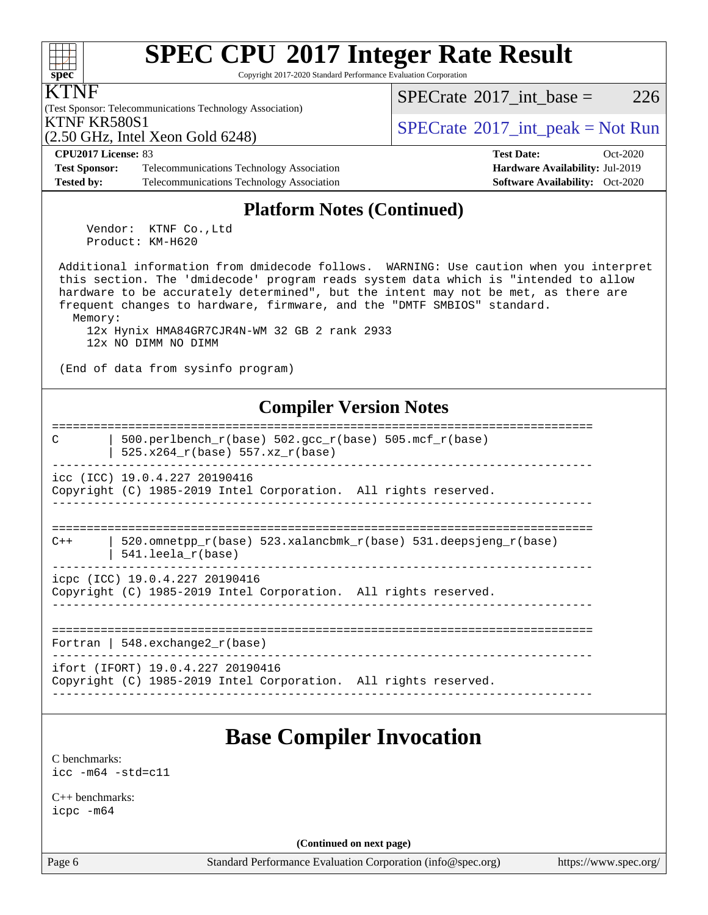## Platform Notes (Continued)

```
     Vendor:  KTNF Co.,Ltd
     Product: KM-H620

  Additional information from dmidecode follows.  WARNING: Use caution when you interpret
  this section. The 'dmidecode' program reads system data which is "intended to allow
  hardware to be accurately determined", but the intent may not be met, as there are
  frequent changes to hardware, firmware, and the "DMTF SMBIOS" standard.
    Memory:
      12x Hynix HMA84GR7CJR4N-WM 32 GB 2 rank 2933
      12x NO DIMM NO DIMM

  (End of data from sysinfo program)
```

## Compiler Version Notes

```
==============================================================================
C       | 500.perlbench_r(base) 502.gcc_r(base) 505.mcf_r(base)
        | 525.x264_r(base) 557.xz_r(base)
------------------------------------------------------------------------------
icc (ICC) 19.0.4.227 20190416
Copyright (C) 1985-2019 Intel Corporation.  All rights reserved.
------------------------------------------------------------------------------

==============================================================================
C++     | 520.omnetpp_r(base) 523.xalancbmk_r(base) 531.deepsjeng_r(base)
        | 541.leela_r(base)
------------------------------------------------------------------------------
icpc (ICC) 19.0.4.227 20190416
Copyright (C) 1985-2019 Intel Corporation.  All rights reserved.
------------------------------------------------------------------------------

==============================================================================
Fortran | 548.exchange2_r(base)
------------------------------------------------------------------------------
ifort (IFORT) 19.0.4.227 20190416
Copyright (C) 1985-2019 Intel Corporation.  All rights reserved.
------------------------------------------------------------------------------
```

# Base Compiler Invocation

C benchmarks:
```
icc -m64 -std=c11
```

C++ benchmarks:
```
icpc -m64
```

**(Continued on next page)**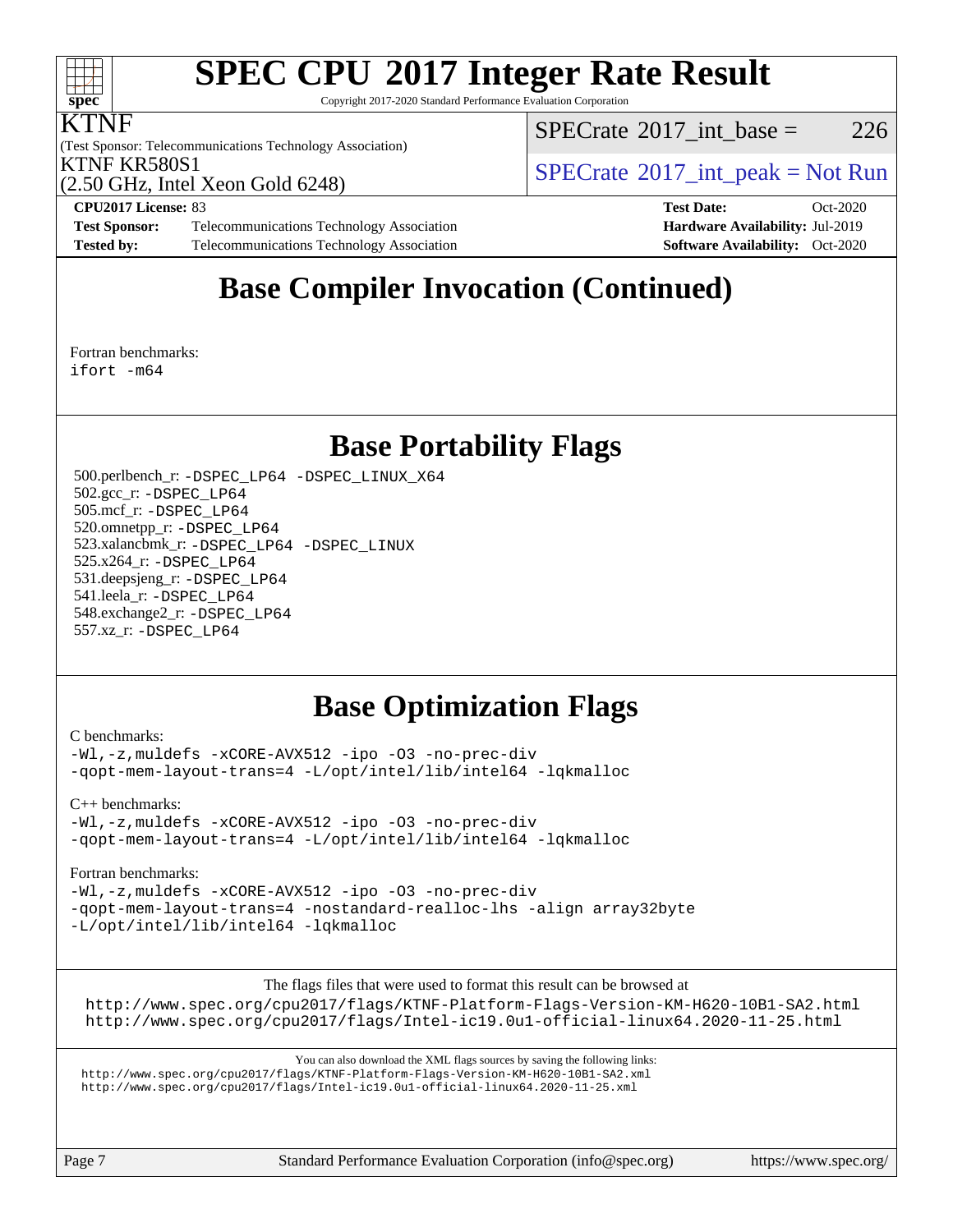# Base Compiler Invocation (Continued)

Fortran benchmarks:
`ifort -m64`

# Base Portability Flags

500.perlbench_r: `-DSPEC_LP64 -DSPEC_LINUX_X64`
502.gcc_r: `-DSPEC_LP64`
505.mcf_r: `-DSPEC_LP64`
520.omnetpp_r: `-DSPEC_LP64`
523.xalancbmk_r: `-DSPEC_LP64 -DSPEC_LINUX`
525.x264_r: `-DSPEC_LP64`
531.deepsjeng_r: `-DSPEC_LP64`
541.leela_r: `-DSPEC_LP64`
548.exchange2_r: `-DSPEC_LP64`
557.xz_r: `-DSPEC_LP64`

# Base Optimization Flags

C benchmarks:

```
-Wl,-z,muldefs -xCORE-AVX512 -ipo -O3 -no-prec-div
-qopt-mem-layout-trans=4 -L/opt/intel/lib/intel64 -lqkmalloc
```

C++ benchmarks:

```
-Wl,-z,muldefs -xCORE-AVX512 -ipo -O3 -no-prec-div
-qopt-mem-layout-trans=4 -L/opt/intel/lib/intel64 -lqkmalloc
```

Fortran benchmarks:

```
-Wl,-z,muldefs -xCORE-AVX512 -ipo -O3 -no-prec-div
-qopt-mem-layout-trans=4 -nostandard-realloc-lhs -align array32byte
-L/opt/intel/lib/intel64 -lqkmalloc
```

The flags files that were used to format this result can be browsed at
http://www.spec.org/cpu2017/flags/KTNF-Platform-Flags-Version-KM-H620-10B1-SA2.html
http://www.spec.org/cpu2017/flags/Intel-ic19.0u1-official-linux64.2020-11-25.html

You can also download the XML flags sources by saving the following links:
http://www.spec.org/cpu2017/flags/KTNF-Platform-Flags-Version-KM-H620-10B1-SA2.xml
http://www.spec.org/cpu2017/flags/Intel-ic19.0u1-official-linux64.2020-11-25.xml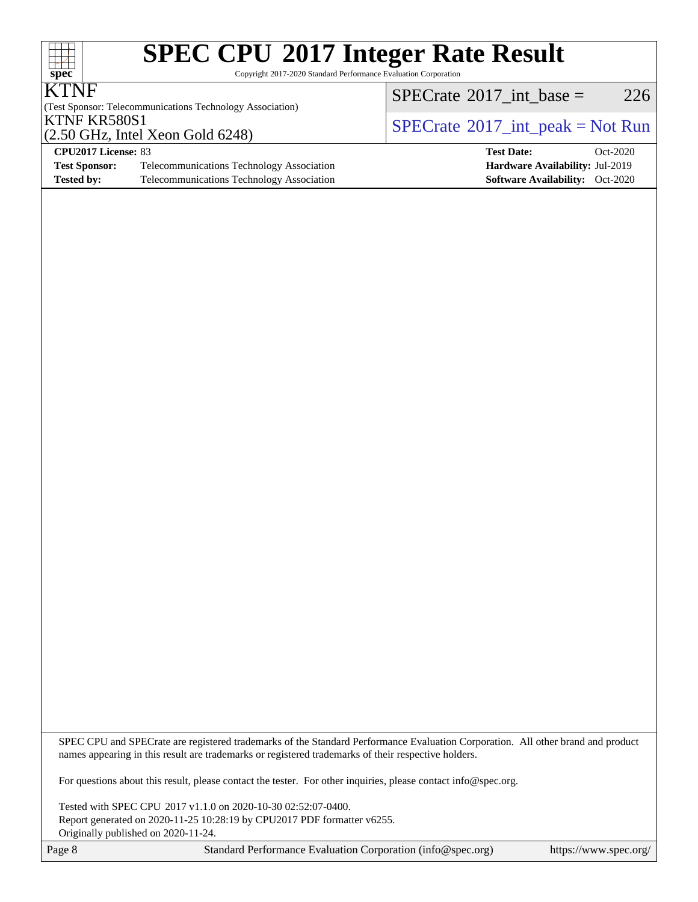SPEC CPU and SPECrate are registered trademarks of the Standard Performance Evaluation Corporation. All other brand and product names appearing in this result are trademarks or registered trademarks of their respective holders.

For questions about this result, please contact the tester. For other inquiries, please contact info@spec.org.

Tested with SPEC CPU 2017 v1.1.0 on 2020-10-30 02:52:07-0400.
Report generated on 2020-11-25 10:28:19 by CPU2017 PDF formatter v6255.
Originally published on 2020-11-24.